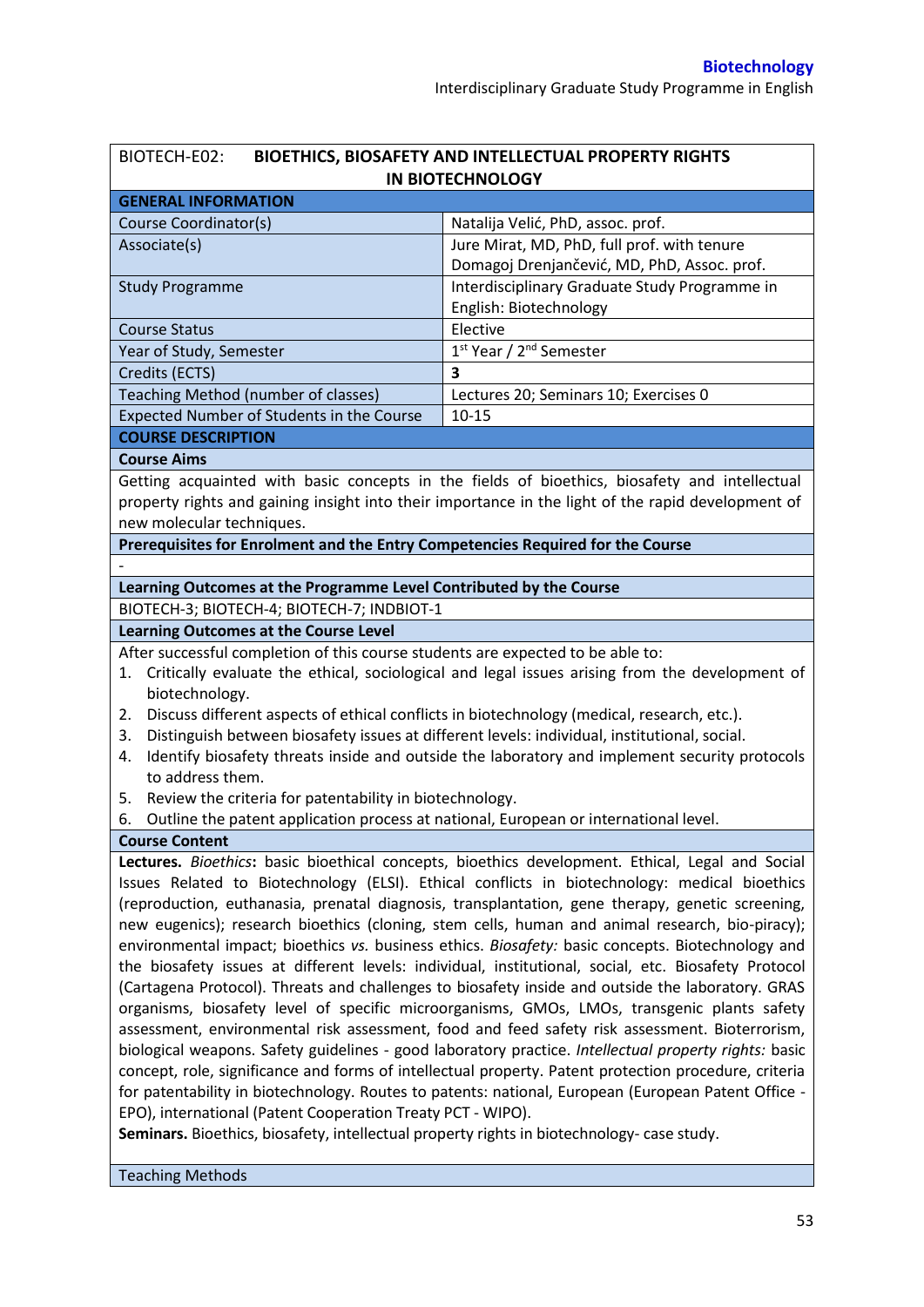| BIOTECH-E02: | **BIOETHICS, BIOSAFETY AND INTELLECTUAL PROPERTY RIGHTS IN BIOTECHNOLOGY** |
|---|---|
| **GENERAL INFORMATION** | |
| Course Coordinator(s) | Natalija Velić, PhD, assoc. prof. |
| Associate(s) | Jure Mirat, MD, PhD, full prof. with tenure<br>Domagoj Drenjančević, MD, PhD, Assoc. prof. |
| Study Programme | Interdisciplinary Graduate Study Programme in English: Biotechnology |
| Course Status | Elective |
| Year of Study, Semester | 1st Year / 2nd Semester |
| Credits (ECTS) | **3** |
| Teaching Method (number of classes) | Lectures 20; Seminars 10; Exercises 0 |
| Expected Number of Students in the Course | 10-15 |

**COURSE DESCRIPTION**

**Course Aims**

Getting acquainted with basic concepts in the fields of bioethics, biosafety and intellectual property rights and gaining insight into their importance in the light of the rapid development of new molecular techniques.

**Prerequisites for Enrolment and the Entry Competencies Required for the Course**

-

**Learning Outcomes at the Programme Level Contributed by the Course**

BIOTECH-3; BIOTECH-4; BIOTECH-7; INDBIOT-1

**Learning Outcomes at the Course Level**

After successful completion of this course students are expected to be able to:

1. Critically evaluate the ethical, sociological and legal issues arising from the development of biotechnology.
2. Discuss different aspects of ethical conflicts in biotechnology (medical, research, etc.).
3. Distinguish between biosafety issues at different levels: individual, institutional, social.
4. Identify biosafety threats inside and outside the laboratory and implement security protocols to address them.
5. Review the criteria for patentability in biotechnology.
6. Outline the patent application process at national, European or international level.

**Course Content**

**Lectures.** *Bioethics***:** basic bioethical concepts, bioethics development. Ethical, Legal and Social Issues Related to Biotechnology (ELSI). Ethical conflicts in biotechnology: medical bioethics (reproduction, euthanasia, prenatal diagnosis, transplantation, gene therapy, genetic screening, new eugenics); research bioethics (cloning, stem cells, human and animal research, bio-piracy); environmental impact; bioethics *vs.* business ethics. *Biosafety:* basic concepts. Biotechnology and the biosafety issues at different levels: individual, institutional, social, etc. Biosafety Protocol (Cartagena Protocol). Threats and challenges to biosafety inside and outside the laboratory. GRAS organisms, biosafety level of specific microorganisms, GMOs, LMOs, transgenic plants safety assessment, environmental risk assessment, food and feed safety risk assessment. Bioterrorism, biological weapons. Safety guidelines - good laboratory practice. *Intellectual property rights:* basic concept, role, significance and forms of intellectual property. Patent protection procedure, criteria for patentability in biotechnology. Routes to patents: national, European (European Patent Office - EPO), international (Patent Cooperation Treaty PCT - WIPO).

**Seminars.** Bioethics, biosafety, intellectual property rights in biotechnology- case study.

Teaching Methods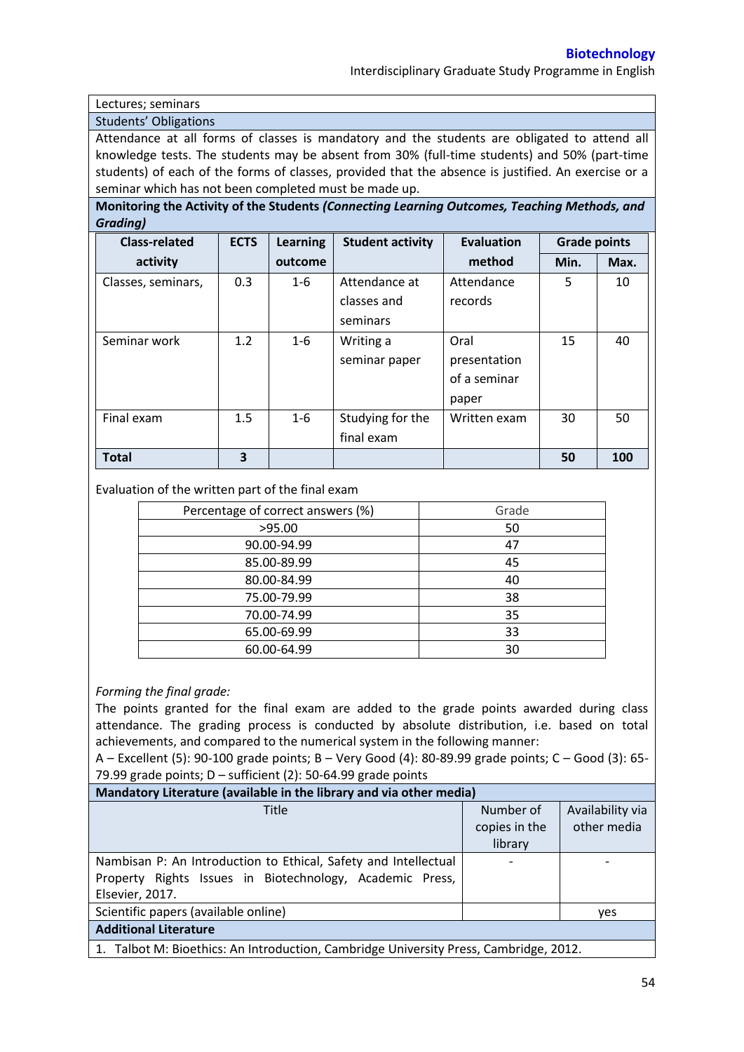Lectures; seminars

Students' Obligations

Attendance at all forms of classes is mandatory and the students are obligated to attend all knowledge tests. The students may be absent from 30% (full-time students) and 50% (part-time students) of each of the forms of classes, provided that the absence is justified. An exercise or a seminar which has not been completed must be made up.

**Monitoring the Activity of the Students *(Connecting Learning Outcomes, Teaching Methods, and Grading)***

| Class-related activity | ECTS | Learning outcome | Student activity | Evaluation method | Grade points | |
|---|---|---|---|---|---|---|
| | | | | | Min. | Max. |
| Classes, seminars, | 0.3 | 1-6 | Attendance at classes and seminars | Attendance records | 5 | 10 |
| Seminar work | 1.2 | 1-6 | Writing a seminar paper | Oral presentation of a seminar paper | 15 | 40 |
| Final exam | 1.5 | 1-6 | Studying for the final exam | Written exam | 30 | 50 |
| **Total** | **3** | | | | **50** | **100** |

Evaluation of the written part of the final exam

| Percentage of correct answers (%) | Grade |
|---|---|
| >95.00 | 50 |
| 90.00-94.99 | 47 |
| 85.00-89.99 | 45 |
| 80.00-84.99 | 40 |
| 75.00-79.99 | 38 |
| 70.00-74.99 | 35 |
| 65.00-69.99 | 33 |
| 60.00-64.99 | 30 |

*Forming the final grade:*

The points granted for the final exam are added to the grade points awarded during class attendance. The grading process is conducted by absolute distribution, i.e. based on total achievements, and compared to the numerical system in the following manner:

A – Excellent (5): 90-100 grade points; B – Very Good (4): 80-89.99 grade points; C – Good (3): 65-79.99 grade points; D – sufficient (2): 50-64.99 grade points

**Mandatory Literature (available in the library and via other media)**

| Title | Number of copies in the library | Availability via other media |
|---|---|---|
| Nambisan P: An Introduction to Ethical, Safety and Intellectual Property Rights Issues in Biotechnology, Academic Press, Elsevier, 2017. | - | - |
| Scientific papers (available online) | | yes |

**Additional Literature**

1. Talbot M: Bioethics: An Introduction, Cambridge University Press, Cambridge, 2012.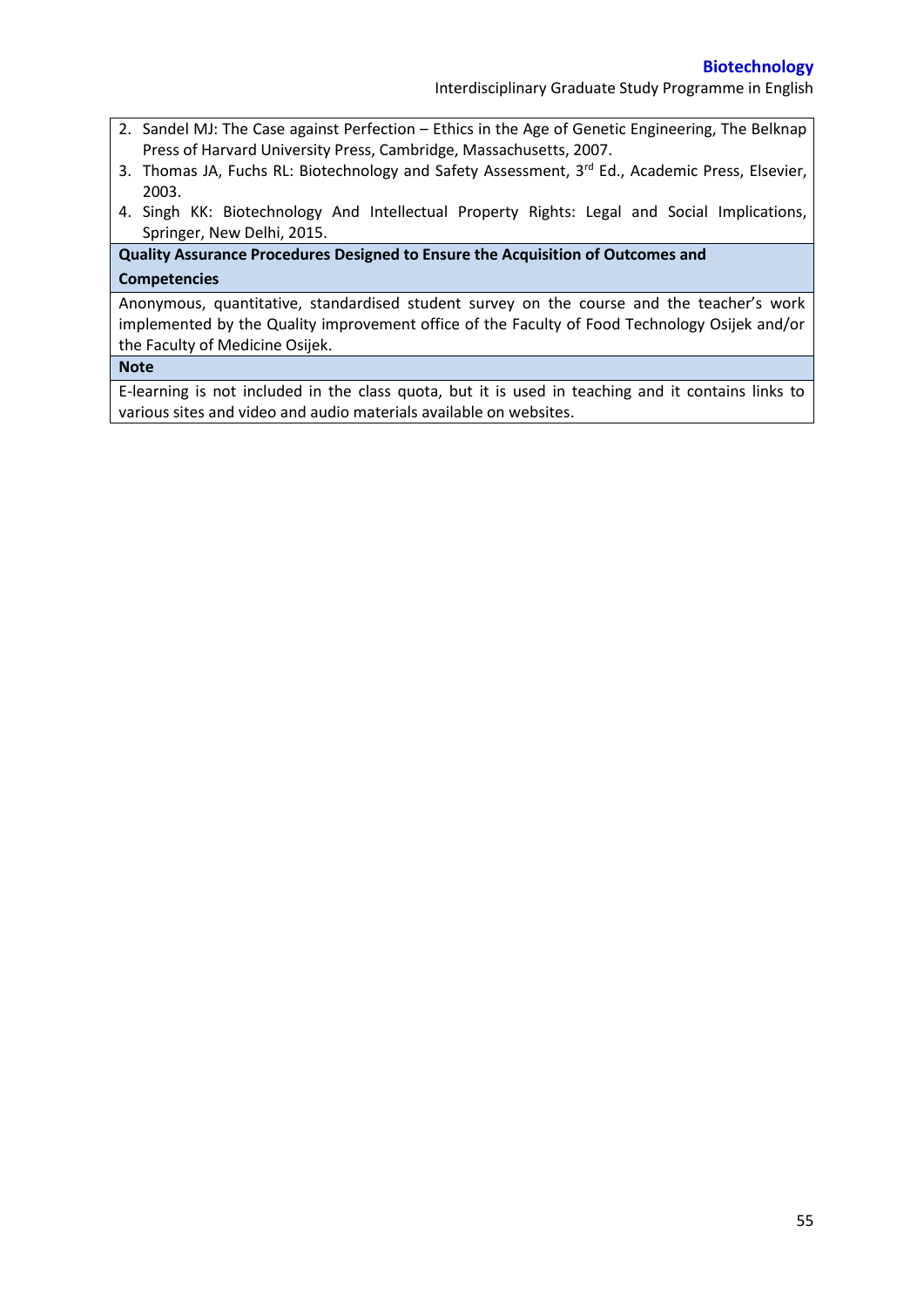2. Sandel MJ: The Case against Perfection – Ethics in the Age of Genetic Engineering, The Belknap Press of Harvard University Press, Cambridge, Massachusetts, 2007.
3. Thomas JA, Fuchs RL: Biotechnology and Safety Assessment, 3rd Ed., Academic Press, Elsevier, 2003.
4. Singh KK: Biotechnology And Intellectual Property Rights: Legal and Social Implications, Springer, New Delhi, 2015.

**Quality Assurance Procedures Designed to Ensure the Acquisition of Outcomes and Competencies**

Anonymous, quantitative, standardised student survey on the course and the teacher's work implemented by the Quality improvement office of the Faculty of Food Technology Osijek and/or the Faculty of Medicine Osijek.

**Note**

E-learning is not included in the class quota, but it is used in teaching and it contains links to various sites and video and audio materials available on websites.